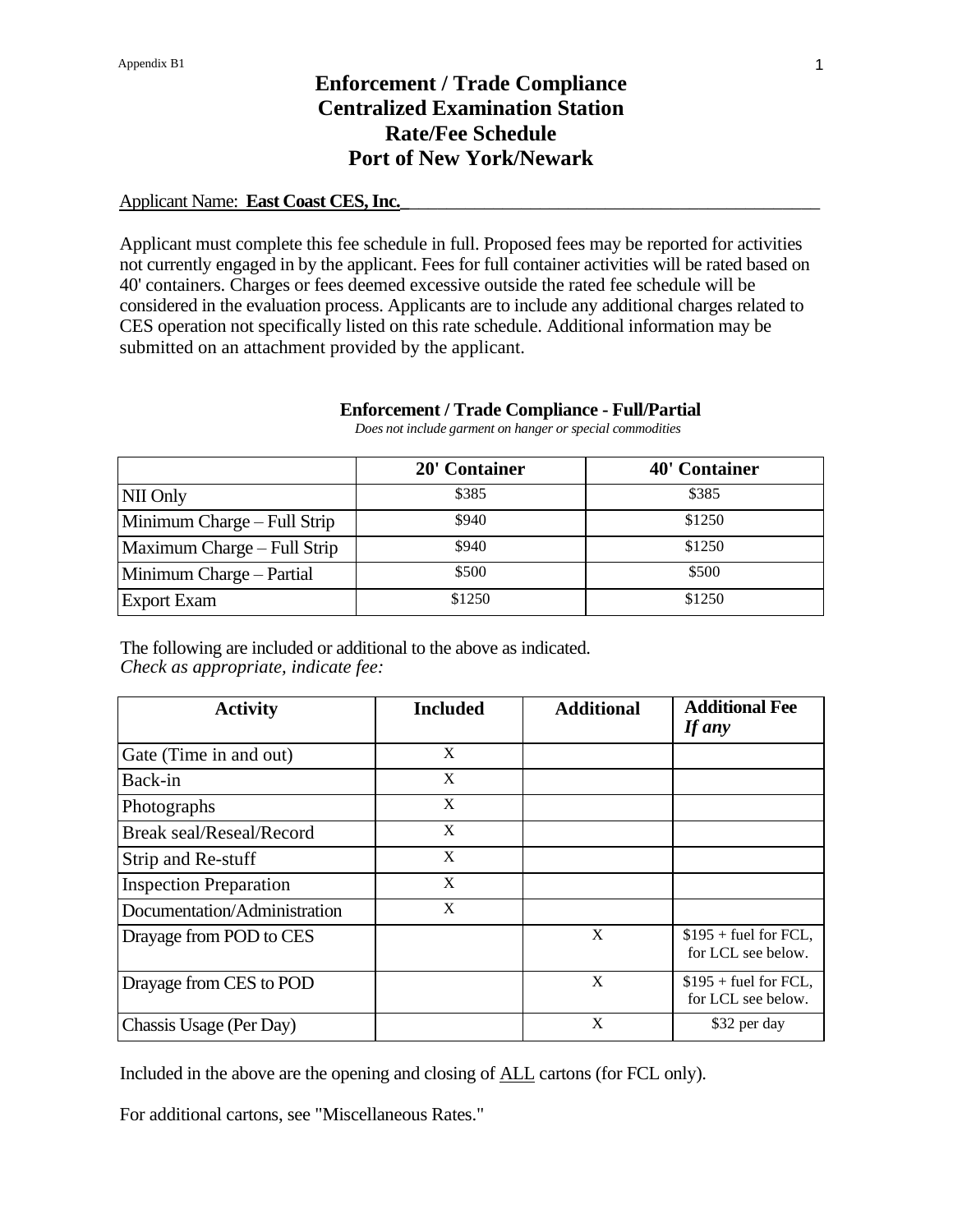Appendix B1

# Enforcement / Trade Compliance
# Centralized Examination Station
# Rate/Fee Schedule
# Port of New York/Newark

Applicant Name: **East Coast CES, Inc.**\_\_\_\_\_\_\_\_\_\_\_\_\_\_\_\_\_\_\_\_\_\_\_\_\_\_\_\_\_\_\_\_\_\_\_\_\_\_\_\_\_\_\_\_\_\_

Applicant must complete this fee schedule in full. Proposed fees may be reported for activities not currently engaged in by the applicant. Fees for full container activities will be rated based on 40' containers. Charges or fees deemed excessive outside the rated fee schedule will be considered in the evaluation process. Applicants are to include any additional charges related to CES operation not specifically listed on this rate schedule. Additional information may be submitted on an attachment provided by the applicant.

### Enforcement / Trade Compliance - Full/Partial

*Does not include garment on hanger or special commodities*

| | 20' Container | 40' Container |
|---|---|---|
| NII Only | $385 | $385 |
| Minimum Charge – Full Strip | $940 | $1250 |
| Maximum Charge – Full Strip | $940 | $1250 |
| Minimum Charge – Partial | $500 | $500 |
| Export Exam | $1250 | $1250 |

The following are included or additional to the above as indicated.
*Check as appropriate, indicate fee:*

| Activity | Included | Additional | Additional Fee *If any* |
|---|---|---|---|
| Gate (Time in and out) | X | | |
| Back-in | X | | |
| Photographs | X | | |
| Break seal/Reseal/Record | X | | |
| Strip and Re-stuff | X | | |
| Inspection Preparation | X | | |
| Documentation/Administration | X | | |
| Drayage from POD to CES | | X | $195 + fuel for FCL, for LCL see below. |
| Drayage from CES to POD | | X | $195 + fuel for FCL, for LCL see below. |
| Chassis Usage (Per Day) | | X | $32 per day |

Included in the above are the opening and closing of <u>ALL</u> cartons (for FCL only).

For additional cartons, see "Miscellaneous Rates."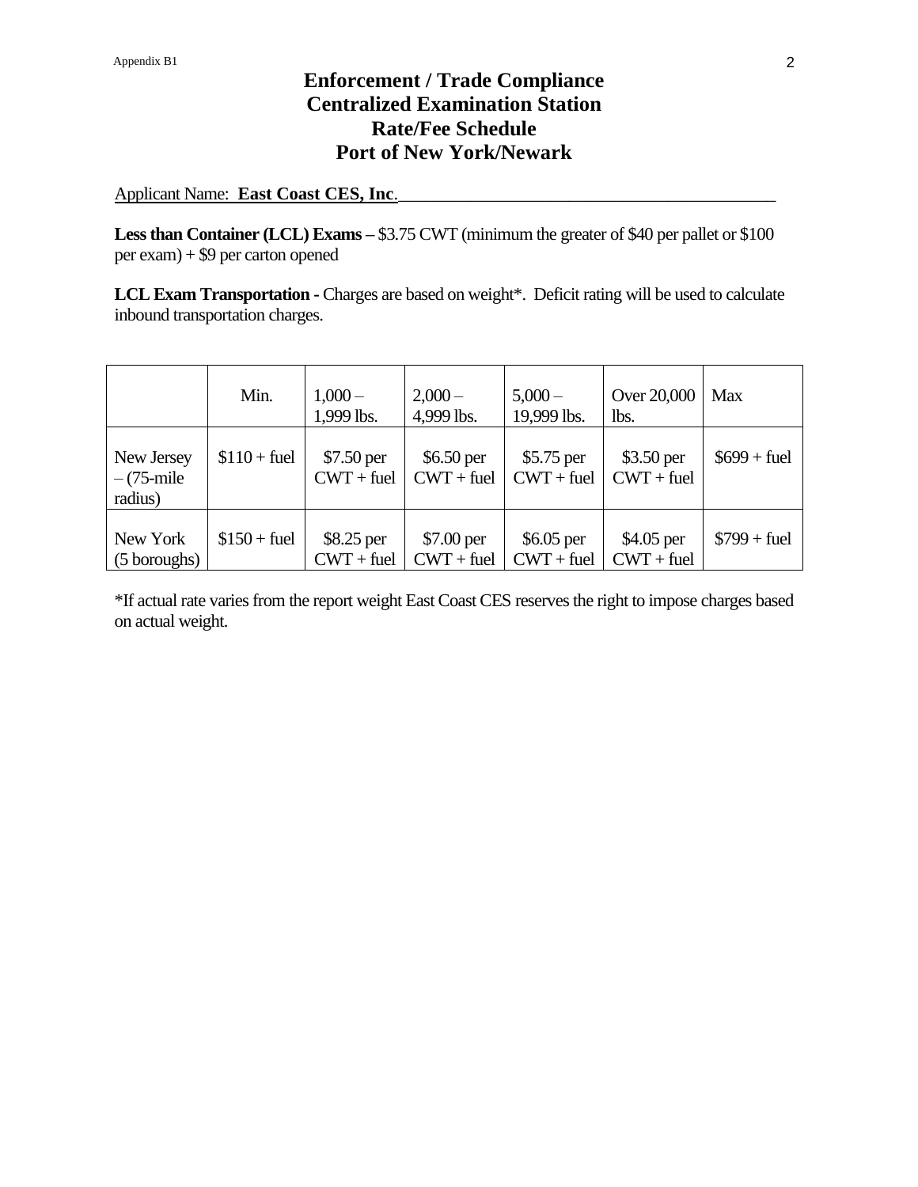# Enforcement / Trade Compliance
# Centralized Examination Station
# Rate/Fee Schedule
# Port of New York/Newark

Applicant Name: **East Coast CES, Inc**.

**Less than Container (LCL) Exams –** $3.75 CWT (minimum the greater of $40 per pallet or $100 per exam) + $9 per carton opened

**LCL Exam Transportation -** Charges are based on weight*. Deficit rating will be used to calculate inbound transportation charges.

| | Min. | 1,000 – 1,999 lbs. | 2,000 – 4,999 lbs. | 5,000 – 19,999 lbs. | Over 20,000 lbs. | Max |
|---|---|---|---|---|---|---|
| New Jersey – (75-mile radius) | $110 + fuel | $7.50 per CWT + fuel | $6.50 per CWT + fuel | $5.75 per CWT + fuel | $3.50 per CWT + fuel | $699 + fuel |
| New York (5 boroughs) | $150 + fuel | $8.25 per CWT + fuel | $7.00 per CWT + fuel | $6.05 per CWT + fuel | $4.05 per CWT + fuel | $799 + fuel |

*If actual rate varies from the report weight East Coast CES reserves the right to impose charges based on actual weight.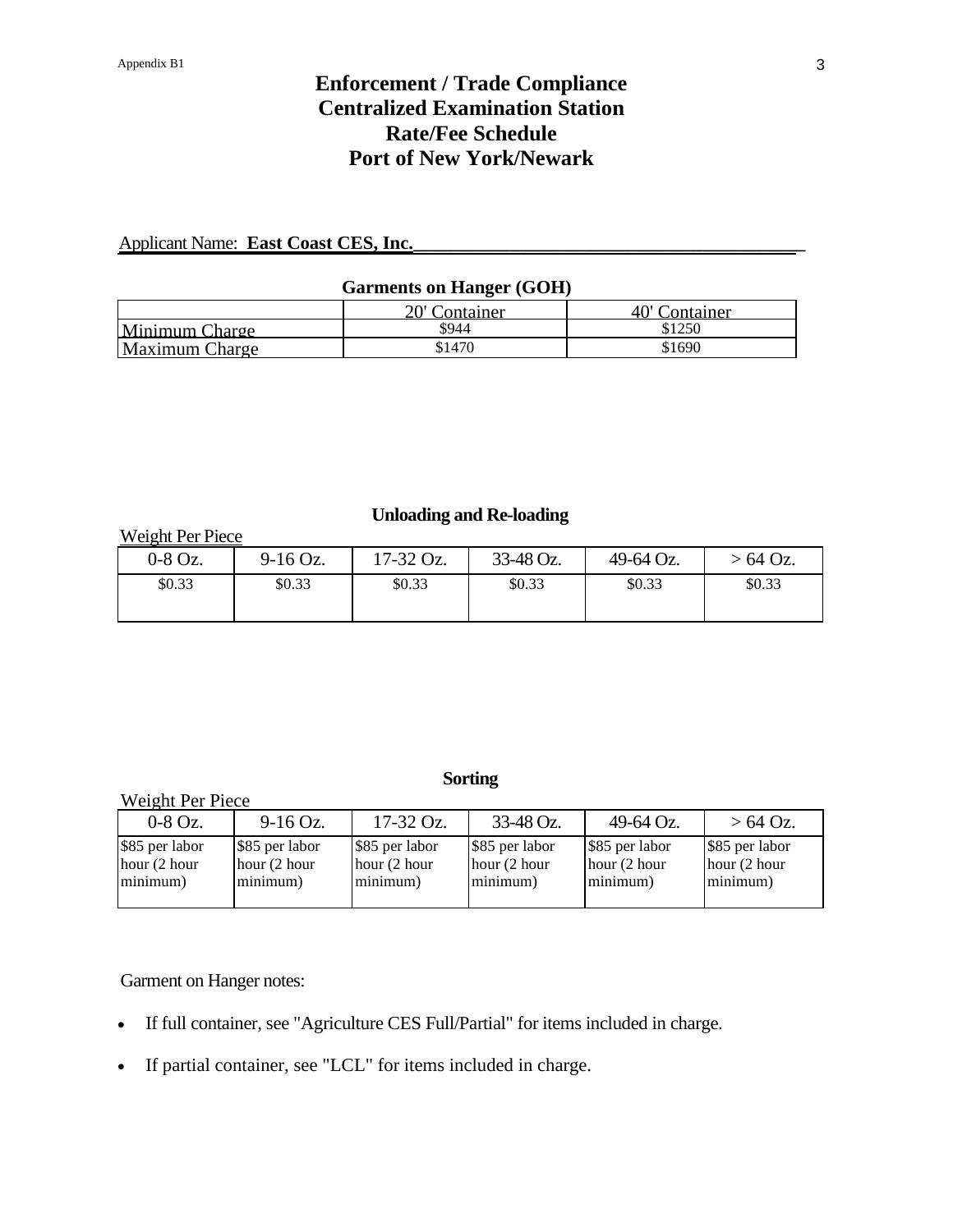Appendix B1

# Enforcement / Trade Compliance
# Centralized Examination Station
# Rate/Fee Schedule
# Port of New York/Newark

Applicant Name: **East Coast CES, Inc.**

**Garments on Hanger (GOH)**

| | 20' Container | 40' Container |
|---|---|---|
| Minimum Charge | $944 | $1250 |
| Maximum Charge | $1470 | $1690 |

**Unloading and Re-loading**

Weight Per Piece

| 0-8 Oz. | 9-16 Oz. | 17-32 Oz. | 33-48 Oz. | 49-64 Oz. | > 64 Oz. |
|---|---|---|---|---|---|
| $0.33 | $0.33 | $0.33 | $0.33 | $0.33 | $0.33 |

**Sorting**

Weight Per Piece

| 0-8 Oz. | 9-16 Oz. | 17-32 Oz. | 33-48 Oz. | 49-64 Oz. | > 64 Oz. |
|---|---|---|---|---|---|
| $85 per labor hour (2 hour minimum) | $85 per labor hour (2 hour minimum) | $85 per labor hour (2 hour minimum) | $85 per labor hour (2 hour minimum) | $85 per labor hour (2 hour minimum) | $85 per labor hour (2 hour minimum) |

Garment on Hanger notes:

- If full container, see "Agriculture CES Full/Partial" for items included in charge.
- If partial container, see "LCL" for items included in charge.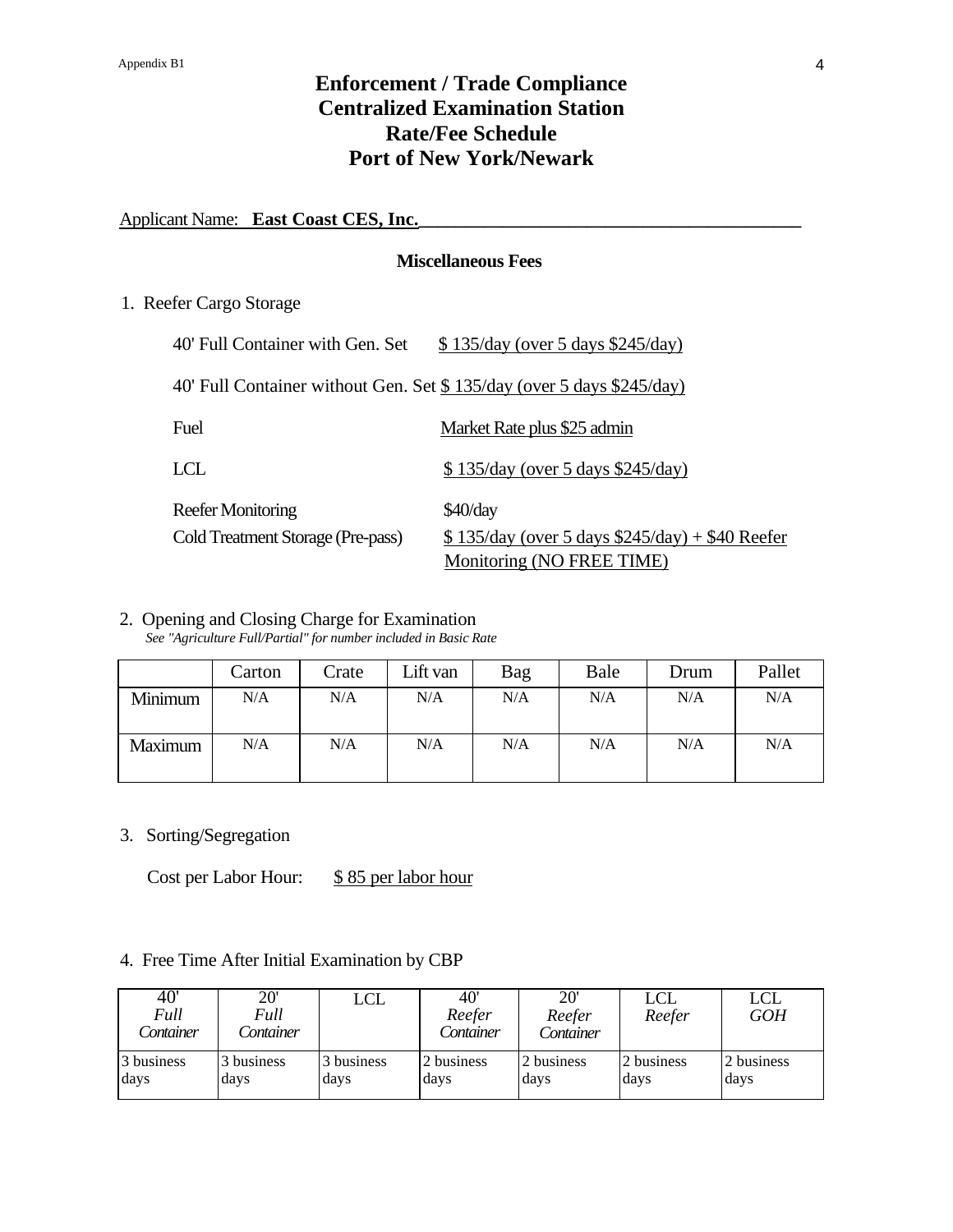# Enforcement / Trade Compliance
# Centralized Examination Station
# Rate/Fee Schedule
# Port of New York/Newark

Applicant Name: **East Coast CES, Inc.**

### Miscellaneous Fees

1. Reefer Cargo Storage

| | |
|---|---|
| 40' Full Container with Gen. Set | $ 135/day (over 5 days $245/day) |
| 40' Full Container without Gen. Set | $ 135/day (over 5 days $245/day) |
| Fuel | Market Rate plus $25 admin |
| LCL | $ 135/day (over 5 days $245/day) |
| Reefer Monitoring | $40/day |
| Cold Treatment Storage (Pre-pass) | $ 135/day (over 5 days $245/day) + $40 Reefer Monitoring (NO FREE TIME) |

2. Opening and Closing Charge for Examination

*See "Agriculture Full/Partial" for number included in Basic Rate*

| | Carton | Crate | Lift van | Bag | Bale | Drum | Pallet |
|---|---|---|---|---|---|---|---|
| Minimum | N/A | N/A | N/A | N/A | N/A | N/A | N/A |
| Maximum | N/A | N/A | N/A | N/A | N/A | N/A | N/A |

3. Sorting/Segregation

Cost per Labor Hour: $ 85 per labor hour

4. Free Time After Initial Examination by CBP

| 40' *Full Container* | 20' *Full Container* | LCL | 40' *Reefer Container* | 20' *Reefer Container* | LCL *Reefer* | LCL *GOH* |
|---|---|---|---|---|---|---|
| 3 business days | 3 business days | 3 business days | 2 business days | 2 business days | 2 business days | 2 business days |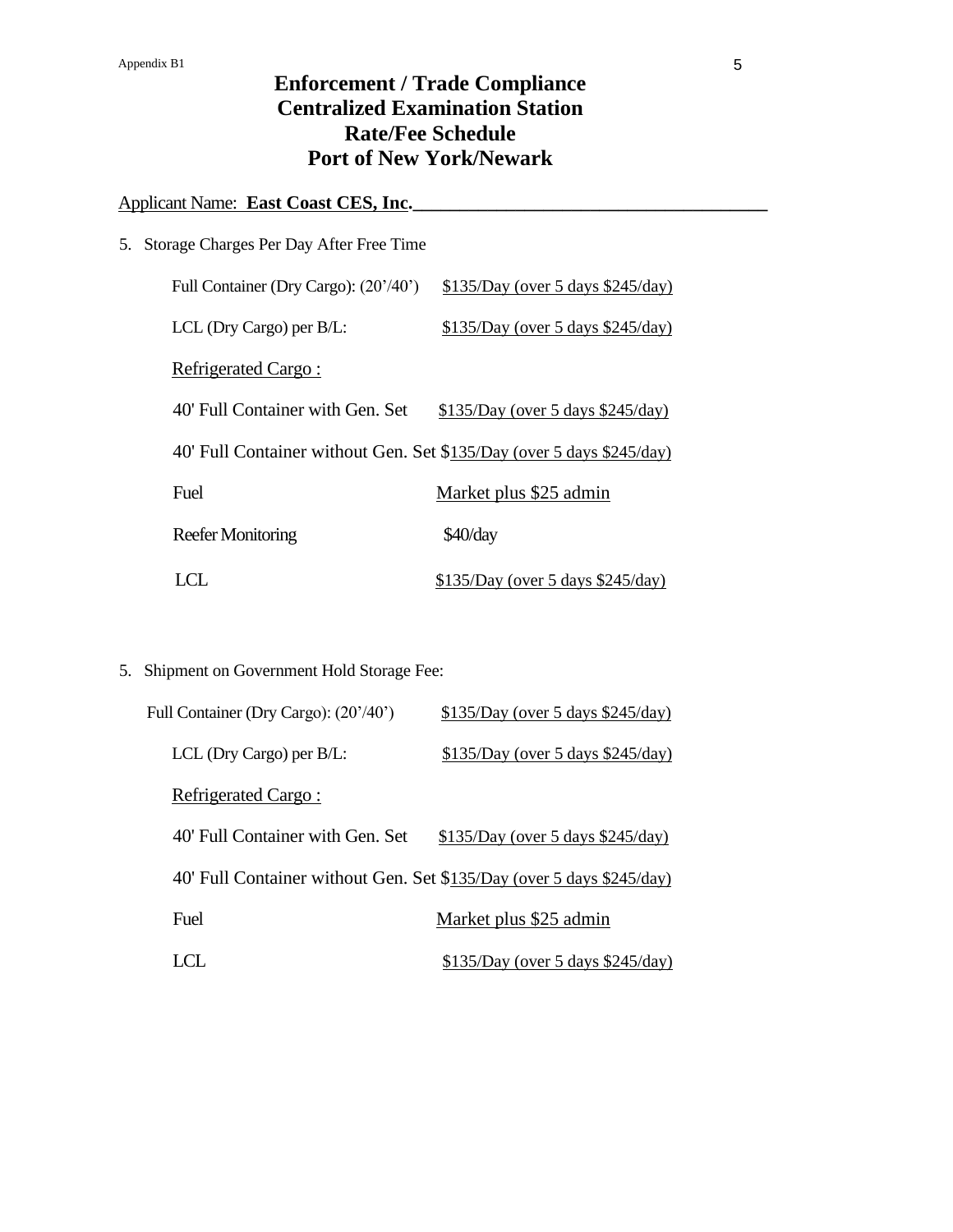# Enforcement / Trade Compliance
# Centralized Examination Station
# Rate/Fee Schedule
# Port of New York/Newark

Applicant Name: **East Coast CES, Inc.**

5. Storage Charges Per Day After Free Time

| | |
|---|---|
| Full Container (Dry Cargo): (20'/40') | $135/Day (over 5 days $245/day) |
| LCL (Dry Cargo) per B/L: | $135/Day (over 5 days $245/day) |
| Refrigerated Cargo : | |
| 40' Full Container with Gen. Set | $135/Day (over 5 days $245/day) |
| 40' Full Container without Gen. Set | $135/Day (over 5 days $245/day) |
| Fuel | Market plus $25 admin |
| Reefer Monitoring | $40/day |
| LCL | $135/Day (over 5 days $245/day) |

5. Shipment on Government Hold Storage Fee:

| | |
|---|---|
| Full Container (Dry Cargo): (20'/40') | $135/Day (over 5 days $245/day) |
| LCL (Dry Cargo) per B/L: | $135/Day (over 5 days $245/day) |
| Refrigerated Cargo : | |
| 40' Full Container with Gen. Set | $135/Day (over 5 days $245/day) |
| 40' Full Container without Gen. Set | $135/Day (over 5 days $245/day) |
| Fuel | Market plus $25 admin |
| LCL | $135/Day (over 5 days $245/day) |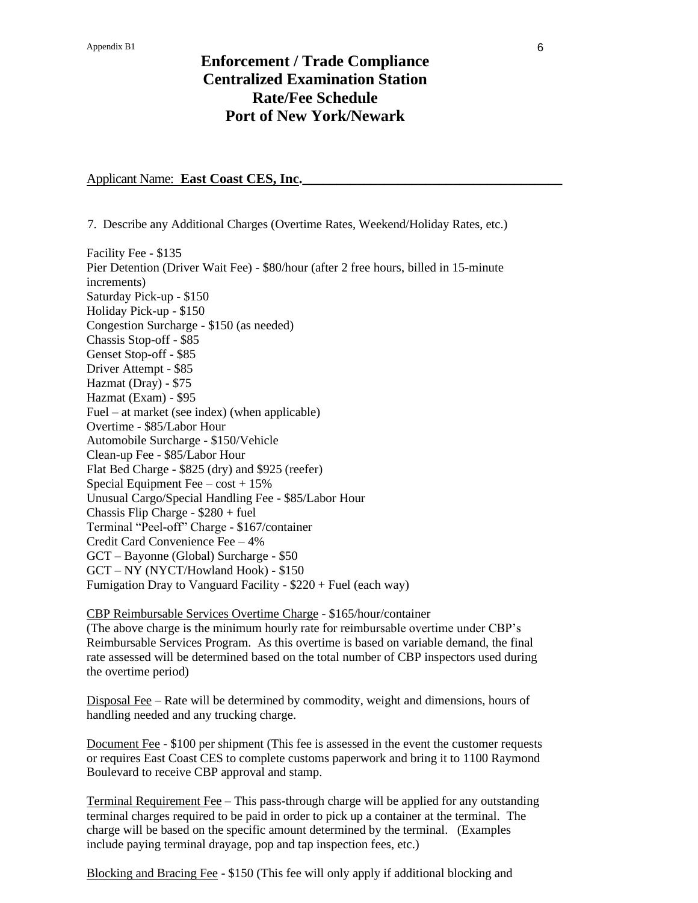# Enforcement / Trade Compliance
# Centralized Examination Station
# Rate/Fee Schedule
# Port of New York/Newark

Applicant Name: **East Coast CES, Inc.**

7. Describe any Additional Charges (Overtime Rates, Weekend/Holiday Rates, etc.)

Facility Fee - $135
Pier Detention (Driver Wait Fee) - $80/hour (after 2 free hours, billed in 15-minute increments)
Saturday Pick-up - $150
Holiday Pick-up - $150
Congestion Surcharge - $150 (as needed)
Chassis Stop-off - $85
Genset Stop-off - $85
Driver Attempt - $85
Hazmat (Dray) - $75
Hazmat (Exam) - $95
Fuel – at market (see index) (when applicable)
Overtime - $85/Labor Hour
Automobile Surcharge - $150/Vehicle
Clean-up Fee - $85/Labor Hour
Flat Bed Charge - $825 (dry) and $925 (reefer)
Special Equipment Fee – cost + 15%
Unusual Cargo/Special Handling Fee - $85/Labor Hour
Chassis Flip Charge - $280 + fuel
Terminal "Peel-off" Charge - $167/container
Credit Card Convenience Fee – 4%
GCT – Bayonne (Global) Surcharge - $50
GCT – NY (NYCT/Howland Hook) - $150
Fumigation Dray to Vanguard Facility - $220 + Fuel (each way)

CBP Reimbursable Services Overtime Charge - $165/hour/container
(The above charge is the minimum hourly rate for reimbursable overtime under CBP's Reimbursable Services Program. As this overtime is based on variable demand, the final rate assessed will be determined based on the total number of CBP inspectors used during the overtime period)

Disposal Fee – Rate will be determined by commodity, weight and dimensions, hours of handling needed and any trucking charge.

Document Fee - $100 per shipment (This fee is assessed in the event the customer requests or requires East Coast CES to complete customs paperwork and bring it to 1100 Raymond Boulevard to receive CBP approval and stamp.

Terminal Requirement Fee – This pass-through charge will be applied for any outstanding terminal charges required to be paid in order to pick up a container at the terminal. The charge will be based on the specific amount determined by the terminal. (Examples include paying terminal drayage, pop and tap inspection fees, etc.)

Blocking and Bracing Fee - $150 (This fee will only apply if additional blocking and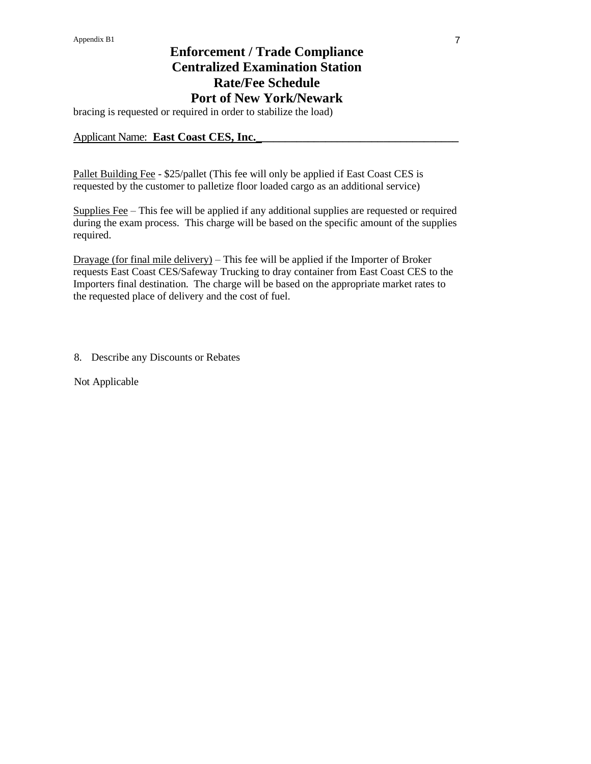# Enforcement / Trade Compliance
# Centralized Examination Station
# Rate/Fee Schedule
# Port of New York/Newark

bracing is requested or required in order to stabilize the load)

Applicant Name: **East Coast CES, Inc.**

Pallet Building Fee - $25/pallet (This fee will only be applied if East Coast CES is requested by the customer to palletize floor loaded cargo as an additional service)

Supplies Fee – This fee will be applied if any additional supplies are requested or required during the exam process. This charge will be based on the specific amount of the supplies required.

Drayage (for final mile delivery) – This fee will be applied if the Importer of Broker requests East Coast CES/Safeway Trucking to dray container from East Coast CES to the Importers final destination. The charge will be based on the appropriate market rates to the requested place of delivery and the cost of fuel.

8. Describe any Discounts or Rebates

Not Applicable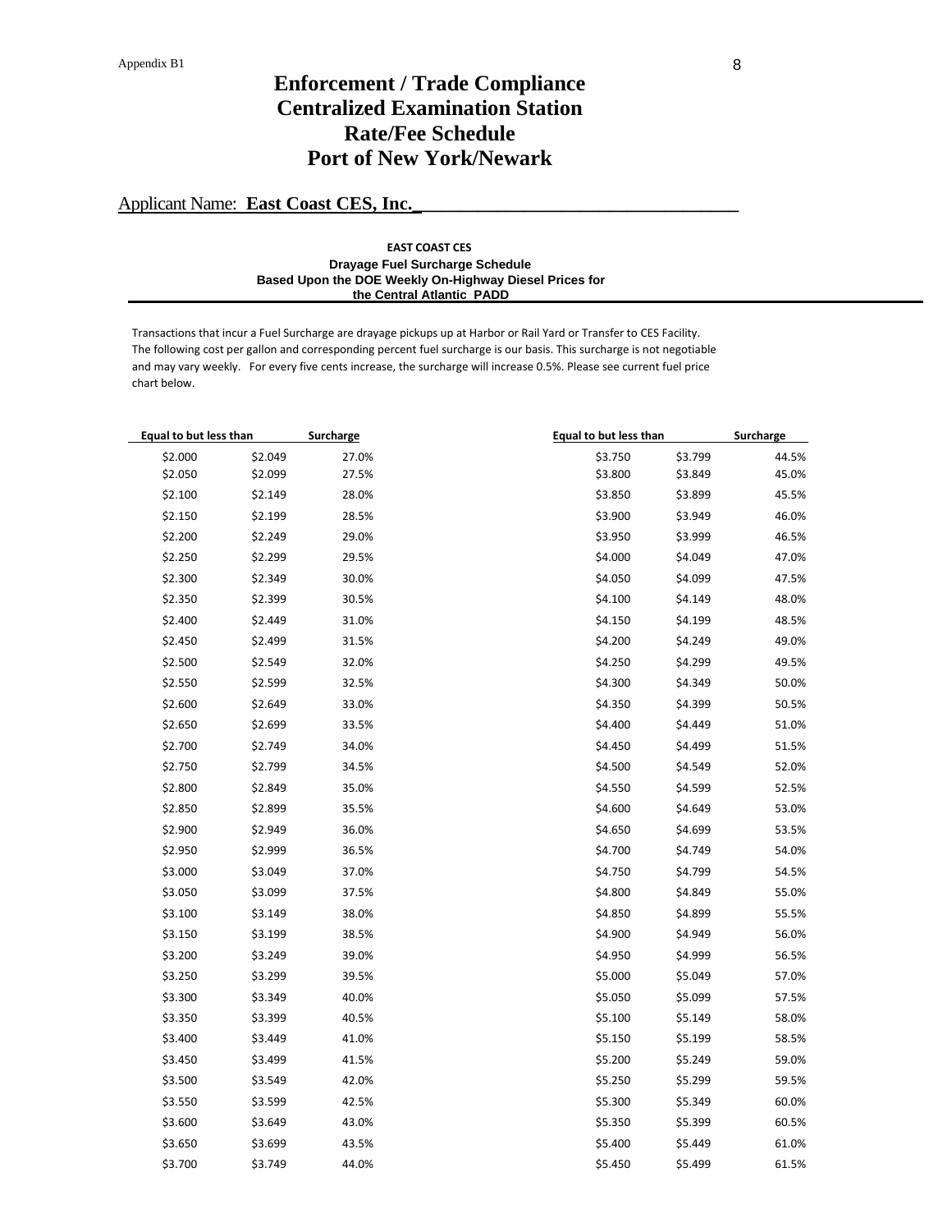# Enforcement / Trade Compliance
# Centralized Examination Station
# Rate/Fee Schedule
# Port of New York/Newark

Applicant Name: **East Coast CES, Inc.**

**EAST COAST CES**

**Drayage Fuel Surcharge Schedule**
**Based Upon the DOE Weekly On-Highway Diesel Prices for the Central Atlantic PADD**

Transactions that incur a Fuel Surcharge are drayage pickups up at Harbor or Rail Yard or Transfer to CES Facility. The following cost per gallon and corresponding percent fuel surcharge is our basis. This surcharge is not negotiable and may vary weekly. For every five cents increase, the surcharge will increase 0.5%. Please see current fuel price chart below.

| Equal to | but less than | Surcharge |
|---|---|---|
| $2.000 | $2.049 | 27.0% |
| $2.050 | $2.099 | 27.5% |
| $2.100 | $2.149 | 28.0% |
| $2.150 | $2.199 | 28.5% |
| $2.200 | $2.249 | 29.0% |
| $2.250 | $2.299 | 29.5% |
| $2.300 | $2.349 | 30.0% |
| $2.350 | $2.399 | 30.5% |
| $2.400 | $2.449 | 31.0% |
| $2.450 | $2.499 | 31.5% |
| $2.500 | $2.549 | 32.0% |
| $2.550 | $2.599 | 32.5% |
| $2.600 | $2.649 | 33.0% |
| $2.650 | $2.699 | 33.5% |
| $2.700 | $2.749 | 34.0% |
| $2.750 | $2.799 | 34.5% |
| $2.800 | $2.849 | 35.0% |
| $2.850 | $2.899 | 35.5% |
| $2.900 | $2.949 | 36.0% |
| $2.950 | $2.999 | 36.5% |
| $3.000 | $3.049 | 37.0% |
| $3.050 | $3.099 | 37.5% |
| $3.100 | $3.149 | 38.0% |
| $3.150 | $3.199 | 38.5% |
| $3.200 | $3.249 | 39.0% |
| $3.250 | $3.299 | 39.5% |
| $3.300 | $3.349 | 40.0% |
| $3.350 | $3.399 | 40.5% |
| $3.400 | $3.449 | 41.0% |
| $3.450 | $3.499 | 41.5% |
| $3.500 | $3.549 | 42.0% |
| $3.550 | $3.599 | 42.5% |
| $3.600 | $3.649 | 43.0% |
| $3.650 | $3.699 | 43.5% |
| $3.700 | $3.749 | 44.0% |

| Equal to | but less than | Surcharge |
|---|---|---|
| $3.750 | $3.799 | 44.5% |
| $3.800 | $3.849 | 45.0% |
| $3.850 | $3.899 | 45.5% |
| $3.900 | $3.949 | 46.0% |
| $3.950 | $3.999 | 46.5% |
| $4.000 | $4.049 | 47.0% |
| $4.050 | $4.099 | 47.5% |
| $4.100 | $4.149 | 48.0% |
| $4.150 | $4.199 | 48.5% |
| $4.200 | $4.249 | 49.0% |
| $4.250 | $4.299 | 49.5% |
| $4.300 | $4.349 | 50.0% |
| $4.350 | $4.399 | 50.5% |
| $4.400 | $4.449 | 51.0% |
| $4.450 | $4.499 | 51.5% |
| $4.500 | $4.549 | 52.0% |
| $4.550 | $4.599 | 52.5% |
| $4.600 | $4.649 | 53.0% |
| $4.650 | $4.699 | 53.5% |
| $4.700 | $4.749 | 54.0% |
| $4.750 | $4.799 | 54.5% |
| $4.800 | $4.849 | 55.0% |
| $4.850 | $4.899 | 55.5% |
| $4.900 | $4.949 | 56.0% |
| $4.950 | $4.999 | 56.5% |
| $5.000 | $5.049 | 57.0% |
| $5.050 | $5.099 | 57.5% |
| $5.100 | $5.149 | 58.0% |
| $5.150 | $5.199 | 58.5% |
| $5.200 | $5.249 | 59.0% |
| $5.250 | $5.299 | 59.5% |
| $5.300 | $5.349 | 60.0% |
| $5.350 | $5.399 | 60.5% |
| $5.400 | $5.449 | 61.0% |
| $5.450 | $5.499 | 61.5% |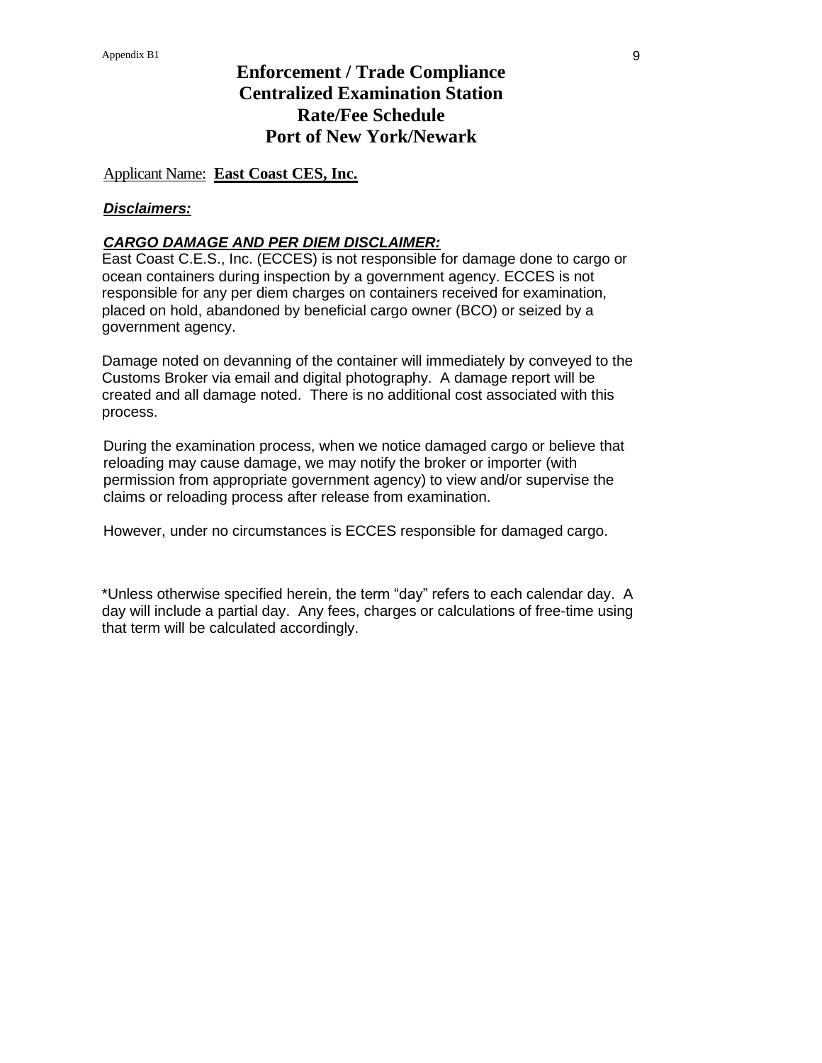# Enforcement / Trade Compliance
# Centralized Examination Station
# Rate/Fee Schedule
# Port of New York/Newark

Applicant Name: **East Coast CES, Inc.**

***Disclaimers:***

***CARGO DAMAGE AND PER DIEM DISCLAIMER:***

East Coast C.E.S., Inc. (ECCES) is not responsible for damage done to cargo or ocean containers during inspection by a government agency. ECCES is not responsible for any per diem charges on containers received for examination, placed on hold, abandoned by beneficial cargo owner (BCO) or seized by a government agency.

Damage noted on devanning of the container will immediately by conveyed to the Customs Broker via email and digital photography. A damage report will be created and all damage noted. There is no additional cost associated with this process.

During the examination process, when we notice damaged cargo or believe that reloading may cause damage, we may notify the broker or importer (with permission from appropriate government agency) to view and/or supervise the claims or reloading process after release from examination.

However, under no circumstances is ECCES responsible for damaged cargo.

*Unless otherwise specified herein, the term "day" refers to each calendar day. A day will include a partial day. Any fees, charges or calculations of free-time using that term will be calculated accordingly.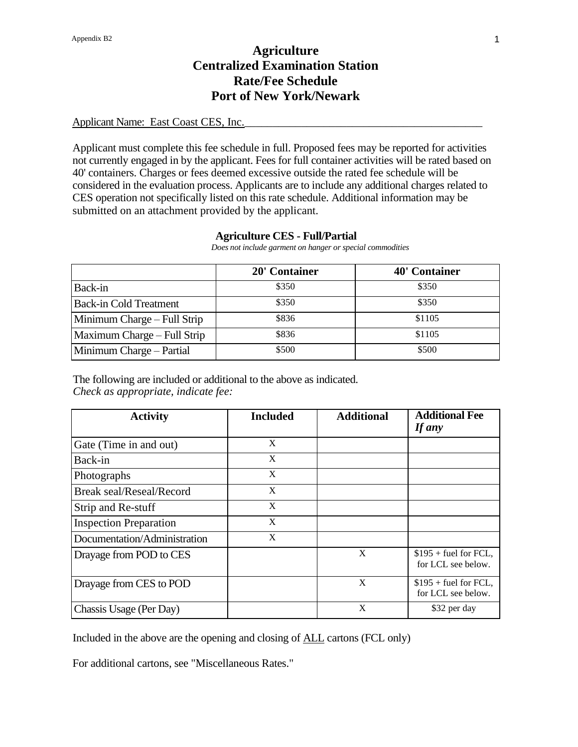# Agriculture
# Centralized Examination Station
# Rate/Fee Schedule
# Port of New York/Newark

Applicant Name: East Coast CES, Inc.

Applicant must complete this fee schedule in full. Proposed fees may be reported for activities not currently engaged in by the applicant. Fees for full container activities will be rated based on 40' containers. Charges or fees deemed excessive outside the rated fee schedule will be considered in the evaluation process. Applicants are to include any additional charges related to CES operation not specifically listed on this rate schedule. Additional information may be submitted on an attachment provided by the applicant.

### Agriculture CES - Full/Partial

*Does not include garment on hanger or special commodities*

| | 20' Container | 40' Container |
|---|---|---|
| Back-in | $350 | $350 |
| Back-in Cold Treatment | $350 | $350 |
| Minimum Charge – Full Strip | $836 | $1105 |
| Maximum Charge – Full Strip | $836 | $1105 |
| Minimum Charge – Partial | $500 | $500 |

The following are included or additional to the above as indicated.
*Check as appropriate, indicate fee:*

| Activity | Included | Additional | Additional Fee *If any* |
|---|---|---|---|
| Gate (Time in and out) | X | | |
| Back-in | X | | |
| Photographs | X | | |
| Break seal/Reseal/Record | X | | |
| Strip and Re-stuff | X | | |
| Inspection Preparation | X | | |
| Documentation/Administration | X | | |
| Drayage from POD to CES | | X | $195 + fuel for FCL, for LCL see below. |
| Drayage from CES to POD | | X | $195 + fuel for FCL, for LCL see below. |
| Chassis Usage (Per Day) | | X | $32 per day |

Included in the above are the opening and closing of ALL cartons (FCL only)

For additional cartons, see "Miscellaneous Rates."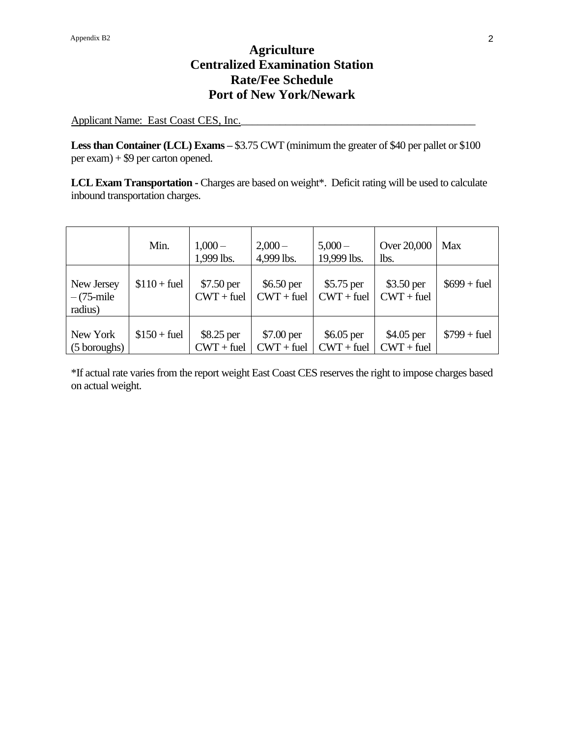# Agriculture
# Centralized Examination Station
# Rate/Fee Schedule
# Port of New York/Newark

Applicant Name: East Coast CES, Inc.

**Less than Container (LCL) Exams –** $3.75 CWT (minimum the greater of $40 per pallet or $100 per exam) + $9 per carton opened.

**LCL Exam Transportation -** Charges are based on weight*. Deficit rating will be used to calculate inbound transportation charges.

| | Min. | 1,000 – 1,999 lbs. | 2,000 – 4,999 lbs. | 5,000 – 19,999 lbs. | Over 20,000 lbs. | Max |
|---|---|---|---|---|---|---|
| New Jersey – (75-mile radius) | $110 + fuel | $7.50 per CWT + fuel | $6.50 per CWT + fuel | $5.75 per CWT + fuel | $3.50 per CWT + fuel | $699 + fuel |
| New York (5 boroughs) | $150 + fuel | $8.25 per CWT + fuel | $7.00 per CWT + fuel | $6.05 per CWT + fuel | $4.05 per CWT + fuel | $799 + fuel |

*If actual rate varies from the report weight East Coast CES reserves the right to impose charges based on actual weight.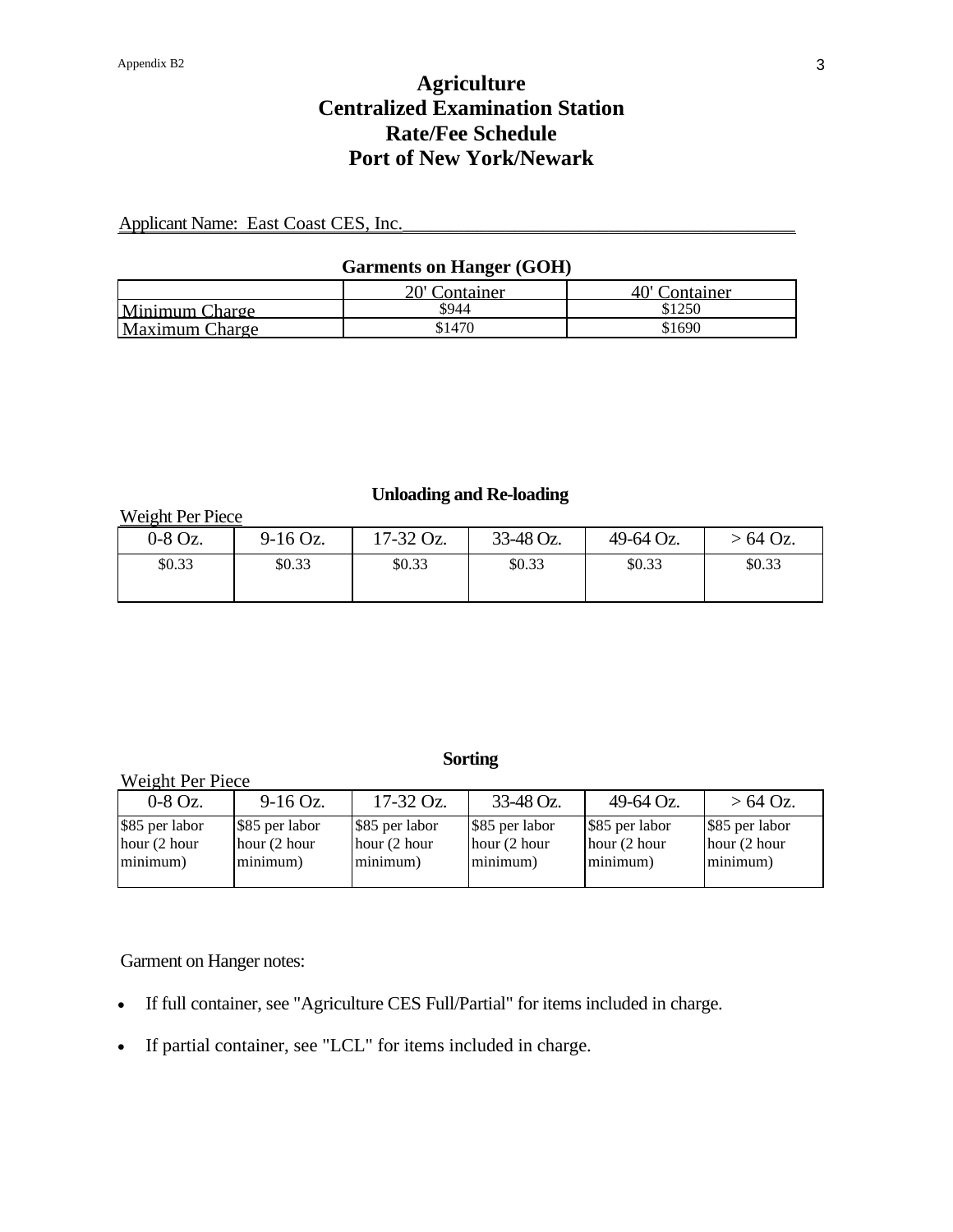Appendix B2

# Agriculture
# Centralized Examination Station
# Rate/Fee Schedule
# Port of New York/Newark

Applicant Name: East Coast CES, Inc.

**Garments on Hanger (GOH)**

| | 20' Container | 40' Container |
|---|---|---|
| Minimum Charge | $944 | $1250 |
| Maximum Charge | $1470 | $1690 |

**Unloading and Re-loading**

Weight Per Piece

| 0-8 Oz. | 9-16 Oz. | 17-32 Oz. | 33-48 Oz. | 49-64 Oz. | > 64 Oz. |
|---|---|---|---|---|---|
| $0.33 | $0.33 | $0.33 | $0.33 | $0.33 | $0.33 |

**Sorting**

Weight Per Piece

| 0-8 Oz. | 9-16 Oz. | 17-32 Oz. | 33-48 Oz. | 49-64 Oz. | > 64 Oz. |
|---|---|---|---|---|---|
| $85 per labor hour (2 hour minimum) | $85 per labor hour (2 hour minimum) | $85 per labor hour (2 hour minimum) | $85 per labor hour (2 hour minimum) | $85 per labor hour (2 hour minimum) | $85 per labor hour (2 hour minimum) |

Garment on Hanger notes:

- If full container, see "Agriculture CES Full/Partial" for items included in charge.
- If partial container, see "LCL" for items included in charge.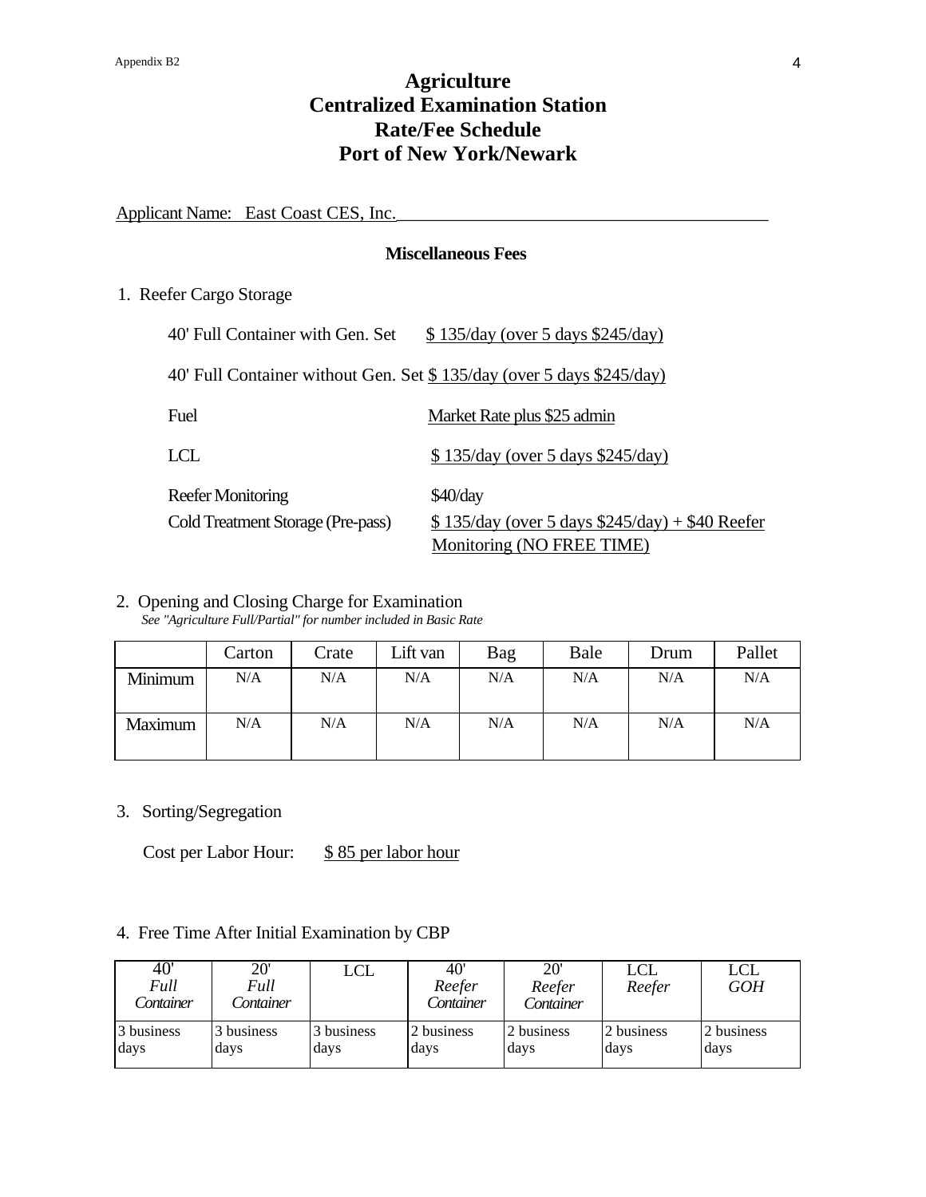# Agriculture Centralized Examination Station Rate/Fee Schedule Port of New York/Newark

Applicant Name: East Coast CES, Inc.

### Miscellaneous Fees

1. Reefer Cargo Storage

   40' Full Container with Gen. Set — $ 135/day (over 5 days $245/day)

   40' Full Container without Gen. Set $ 135/day (over 5 days $245/day)

   Fuel — Market Rate plus $25 admin

   LCL — $ 135/day (over 5 days $245/day)

   Reefer Monitoring — $40/day

   Cold Treatment Storage (Pre-pass) — $ 135/day (over 5 days $245/day) + $40 Reefer Monitoring (NO FREE TIME)

2. Opening and Closing Charge for Examination

   *See "Agriculture Full/Partial" for number included in Basic Rate*

| | Carton | Crate | Lift van | Bag | Bale | Drum | Pallet |
|---|---|---|---|---|---|---|---|
| Minimum | N/A | N/A | N/A | N/A | N/A | N/A | N/A |
| Maximum | N/A | N/A | N/A | N/A | N/A | N/A | N/A |

3. Sorting/Segregation

   Cost per Labor Hour: $ 85 per labor hour

4. Free Time After Initial Examination by CBP

| 40' *Full Container* | 20' *Full Container* | LCL | 40' *Reefer Container* | 20' *Reefer Container* | LCL *Reefer* | LCL *GOH* |
|---|---|---|---|---|---|---|
| 3 business days | 3 business days | 3 business days | 2 business days | 2 business days | 2 business days | 2 business days |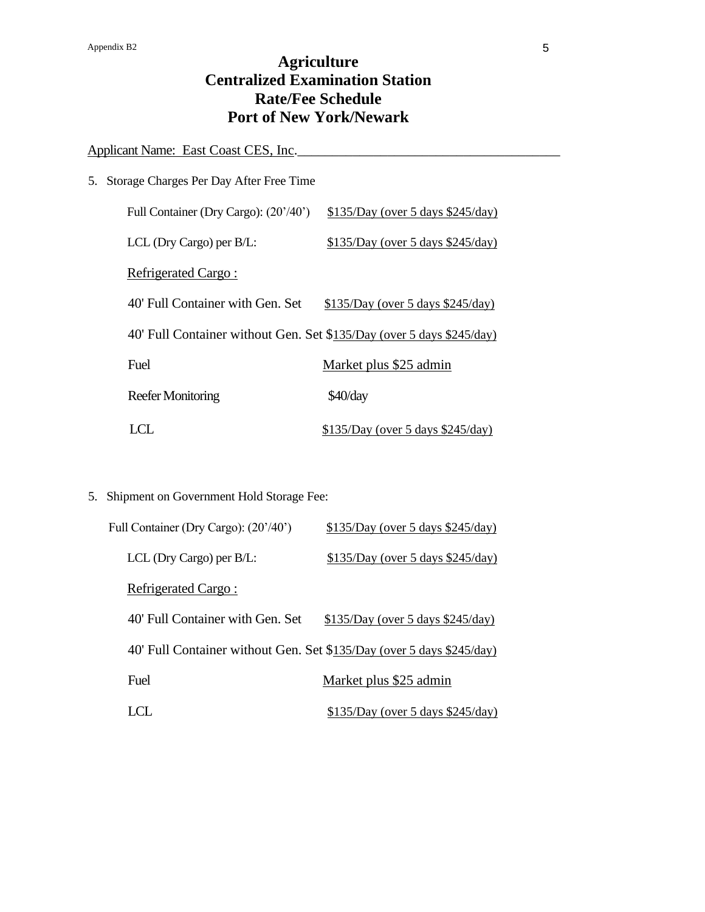# Agriculture
# Centralized Examination Station
# Rate/Fee Schedule
# Port of New York/Newark

Applicant Name: East Coast CES, Inc.

5. Storage Charges Per Day After Free Time

| | |
|---|---|
| Full Container (Dry Cargo): (20'/40') | $135/Day (over 5 days $245/day) |
| LCL (Dry Cargo) per B/L: | $135/Day (over 5 days $245/day) |
| Refrigerated Cargo : | |
| 40' Full Container with Gen. Set | $135/Day (over 5 days $245/day) |
| 40' Full Container without Gen. Set | $135/Day (over 5 days $245/day) |
| Fuel | Market plus $25 admin |
| Reefer Monitoring | $40/day |
| LCL | $135/Day (over 5 days $245/day) |

5. Shipment on Government Hold Storage Fee:

| | |
|---|---|
| Full Container (Dry Cargo): (20'/40') | $135/Day (over 5 days $245/day) |
| LCL (Dry Cargo) per B/L: | $135/Day (over 5 days $245/day) |
| Refrigerated Cargo : | |
| 40' Full Container with Gen. Set | $135/Day (over 5 days $245/day) |
| 40' Full Container without Gen. Set | $135/Day (over 5 days $245/day) |
| Fuel | Market plus $25 admin |
| LCL | $135/Day (over 5 days $245/day) |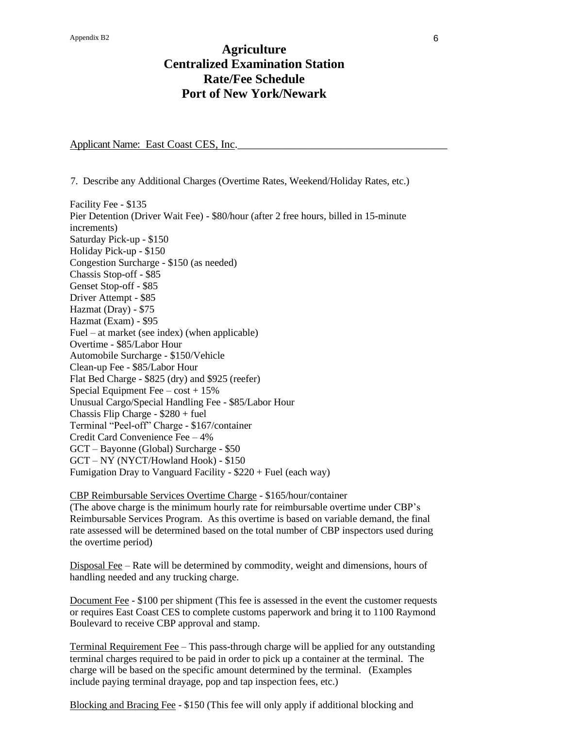# Agriculture
# Centralized Examination Station
# Rate/Fee Schedule
# Port of New York/Newark

Applicant Name: East Coast CES, Inc.

7. Describe any Additional Charges (Overtime Rates, Weekend/Holiday Rates, etc.)

Facility Fee - $135
Pier Detention (Driver Wait Fee) - $80/hour (after 2 free hours, billed in 15-minute increments)
Saturday Pick-up - $150
Holiday Pick-up - $150
Congestion Surcharge - $150 (as needed)
Chassis Stop-off - $85
Genset Stop-off - $85
Driver Attempt - $85
Hazmat (Dray) - $75
Hazmat (Exam) - $95
Fuel – at market (see index) (when applicable)
Overtime - $85/Labor Hour
Automobile Surcharge - $150/Vehicle
Clean-up Fee - $85/Labor Hour
Flat Bed Charge - $825 (dry) and $925 (reefer)
Special Equipment Fee – cost + 15%
Unusual Cargo/Special Handling Fee - $85/Labor Hour
Chassis Flip Charge - $280 + fuel
Terminal "Peel-off" Charge - $167/container
Credit Card Convenience Fee – 4%
GCT – Bayonne (Global) Surcharge - $50
GCT – NY (NYCT/Howland Hook) - $150
Fumigation Dray to Vanguard Facility - $220 + Fuel (each way)

CBP Reimbursable Services Overtime Charge - $165/hour/container
(The above charge is the minimum hourly rate for reimbursable overtime under CBP's Reimbursable Services Program. As this overtime is based on variable demand, the final rate assessed will be determined based on the total number of CBP inspectors used during the overtime period)

Disposal Fee – Rate will be determined by commodity, weight and dimensions, hours of handling needed and any trucking charge.

Document Fee - $100 per shipment (This fee is assessed in the event the customer requests or requires East Coast CES to complete customs paperwork and bring it to 1100 Raymond Boulevard to receive CBP approval and stamp.

Terminal Requirement Fee – This pass-through charge will be applied for any outstanding terminal charges required to be paid in order to pick up a container at the terminal. The charge will be based on the specific amount determined by the terminal. (Examples include paying terminal drayage, pop and tap inspection fees, etc.)

Blocking and Bracing Fee - $150 (This fee will only apply if additional blocking and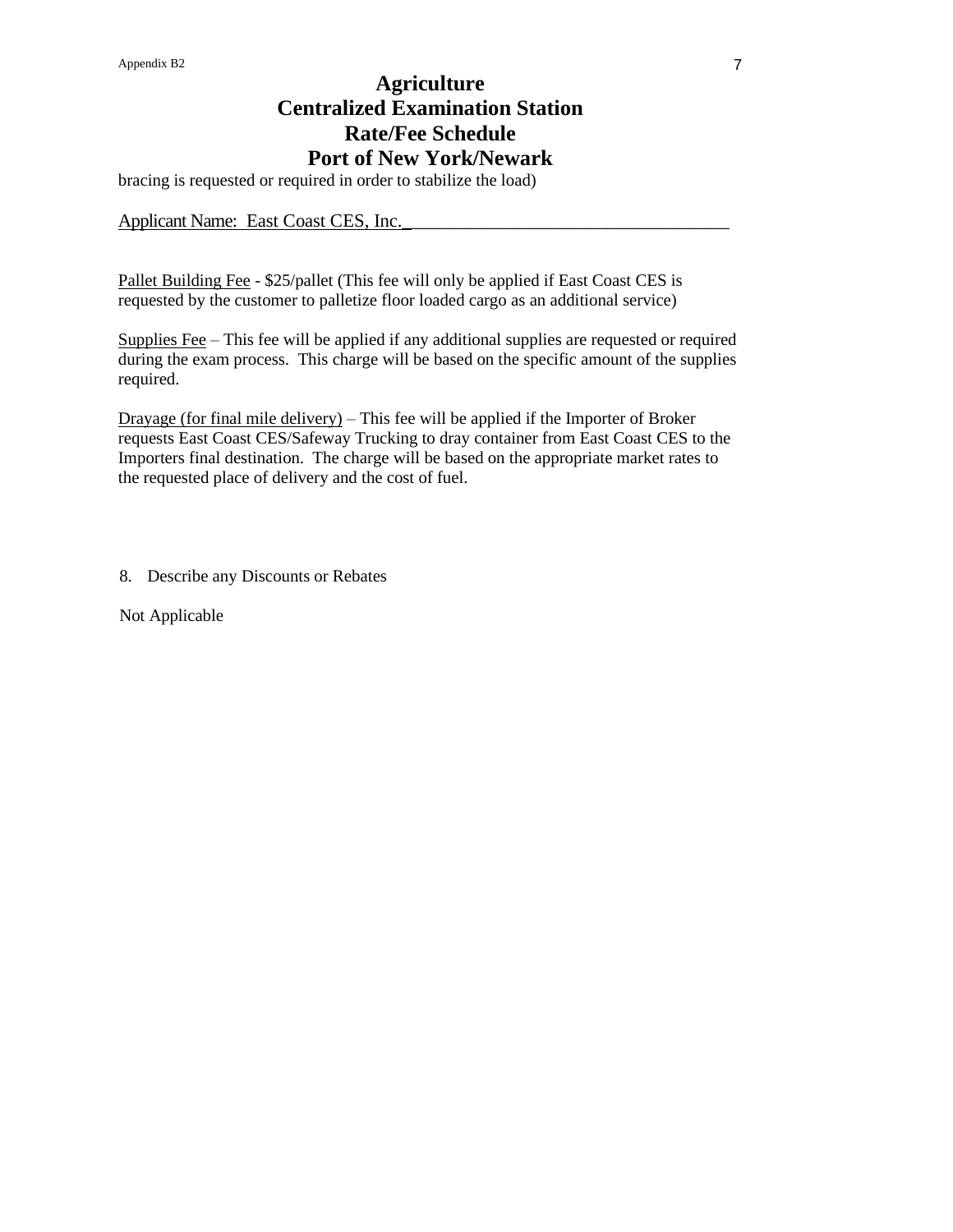# Agriculture
# Centralized Examination Station
# Rate/Fee Schedule
# Port of New York/Newark

bracing is requested or required in order to stabilize the load)

Applicant Name: East Coast CES, Inc._

Pallet Building Fee - $25/pallet (This fee will only be applied if East Coast CES is requested by the customer to palletize floor loaded cargo as an additional service)

Supplies Fee – This fee will be applied if any additional supplies are requested or required during the exam process. This charge will be based on the specific amount of the supplies required.

Drayage (for final mile delivery) – This fee will be applied if the Importer of Broker requests East Coast CES/Safeway Trucking to dray container from East Coast CES to the Importers final destination. The charge will be based on the appropriate market rates to the requested place of delivery and the cost of fuel.

8. Describe any Discounts or Rebates

Not Applicable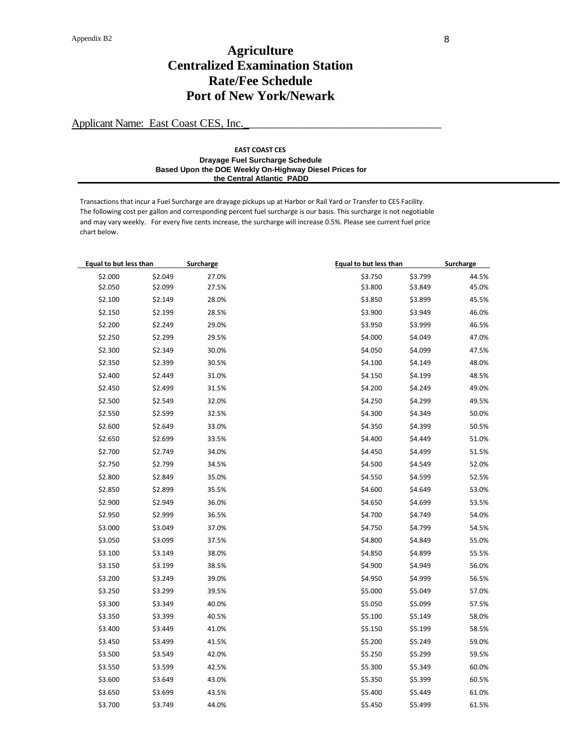# Agriculture
# Centralized Examination Station
# Rate/Fee Schedule
# Port of New York/Newark

Applicant Name: East Coast CES, Inc.\_\_\_\_\_\_\_\_\_\_\_\_\_\_\_\_\_\_\_\_\_\_\_\_\_\_\_\_\_\_\_\_\_\_\_\_

**EAST COAST CES**

**Drayage Fuel Surcharge Schedule**
**Based Upon the DOE Weekly On-Highway Diesel Prices for the Central Atlantic PADD**

Transactions that incur a Fuel Surcharge are drayage pickups up at Harbor or Rail Yard or Transfer to CES Facility. The following cost per gallon and corresponding percent fuel surcharge is our basis. This surcharge is not negotiable and may vary weekly. For every five cents increase, the surcharge will increase 0.5%. Please see current fuel price chart below.

| Equal to | but less than | Surcharge |
|---|---|---|
| $2.000 | $2.049 | 27.0% |
| $2.050 | $2.099 | 27.5% |
| $2.100 | $2.149 | 28.0% |
| $2.150 | $2.199 | 28.5% |
| $2.200 | $2.249 | 29.0% |
| $2.250 | $2.299 | 29.5% |
| $2.300 | $2.349 | 30.0% |
| $2.350 | $2.399 | 30.5% |
| $2.400 | $2.449 | 31.0% |
| $2.450 | $2.499 | 31.5% |
| $2.500 | $2.549 | 32.0% |
| $2.550 | $2.599 | 32.5% |
| $2.600 | $2.649 | 33.0% |
| $2.650 | $2.699 | 33.5% |
| $2.700 | $2.749 | 34.0% |
| $2.750 | $2.799 | 34.5% |
| $2.800 | $2.849 | 35.0% |
| $2.850 | $2.899 | 35.5% |
| $2.900 | $2.949 | 36.0% |
| $2.950 | $2.999 | 36.5% |
| $3.000 | $3.049 | 37.0% |
| $3.050 | $3.099 | 37.5% |
| $3.100 | $3.149 | 38.0% |
| $3.150 | $3.199 | 38.5% |
| $3.200 | $3.249 | 39.0% |
| $3.250 | $3.299 | 39.5% |
| $3.300 | $3.349 | 40.0% |
| $3.350 | $3.399 | 40.5% |
| $3.400 | $3.449 | 41.0% |
| $3.450 | $3.499 | 41.5% |
| $3.500 | $3.549 | 42.0% |
| $3.550 | $3.599 | 42.5% |
| $3.600 | $3.649 | 43.0% |
| $3.650 | $3.699 | 43.5% |
| $3.700 | $3.749 | 44.0% |
| $3.750 | $3.799 | 44.5% |
| $3.800 | $3.849 | 45.0% |
| $3.850 | $3.899 | 45.5% |
| $3.900 | $3.949 | 46.0% |
| $3.950 | $3.999 | 46.5% |
| $4.000 | $4.049 | 47.0% |
| $4.050 | $4.099 | 47.5% |
| $4.100 | $4.149 | 48.0% |
| $4.150 | $4.199 | 48.5% |
| $4.200 | $4.249 | 49.0% |
| $4.250 | $4.299 | 49.5% |
| $4.300 | $4.349 | 50.0% |
| $4.350 | $4.399 | 50.5% |
| $4.400 | $4.449 | 51.0% |
| $4.450 | $4.499 | 51.5% |
| $4.500 | $4.549 | 52.0% |
| $4.550 | $4.599 | 52.5% |
| $4.600 | $4.649 | 53.0% |
| $4.650 | $4.699 | 53.5% |
| $4.700 | $4.749 | 54.0% |
| $4.750 | $4.799 | 54.5% |
| $4.800 | $4.849 | 55.0% |
| $4.850 | $4.899 | 55.5% |
| $4.900 | $4.949 | 56.0% |
| $4.950 | $4.999 | 56.5% |
| $5.000 | $5.049 | 57.0% |
| $5.050 | $5.099 | 57.5% |
| $5.100 | $5.149 | 58.0% |
| $5.150 | $5.199 | 58.5% |
| $5.200 | $5.249 | 59.0% |
| $5.250 | $5.299 | 59.5% |
| $5.300 | $5.349 | 60.0% |
| $5.350 | $5.399 | 60.5% |
| $5.400 | $5.449 | 61.0% |
| $5.450 | $5.499 | 61.5% |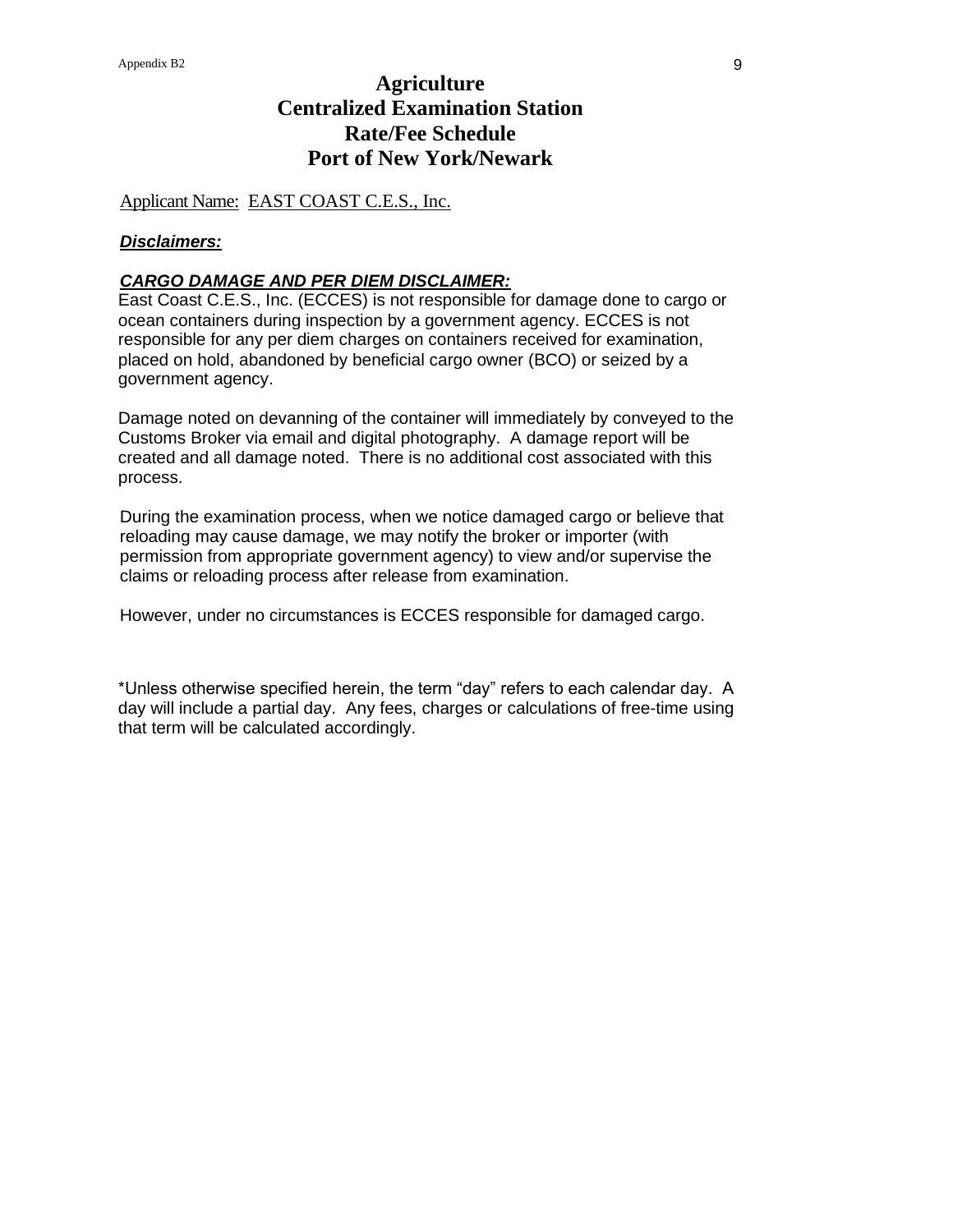# Agriculture
# Centralized Examination Station
# Rate/Fee Schedule
# Port of New York/Newark

Applicant Name: EAST COAST C.E.S., Inc.

***Disclaimers:***

***CARGO DAMAGE AND PER DIEM DISCLAIMER:***

East Coast C.E.S., Inc. (ECCES) is not responsible for damage done to cargo or ocean containers during inspection by a government agency. ECCES is not responsible for any per diem charges on containers received for examination, placed on hold, abandoned by beneficial cargo owner (BCO) or seized by a government agency.

Damage noted on devanning of the container will immediately by conveyed to the Customs Broker via email and digital photography. A damage report will be created and all damage noted. There is no additional cost associated with this process.

During the examination process, when we notice damaged cargo or believe that reloading may cause damage, we may notify the broker or importer (with permission from appropriate government agency) to view and/or supervise the claims or reloading process after release from examination.

However, under no circumstances is ECCES responsible for damaged cargo.

*Unless otherwise specified herein, the term “day” refers to each calendar day. A day will include a partial day. Any fees, charges or calculations of free-time using that term will be calculated accordingly.